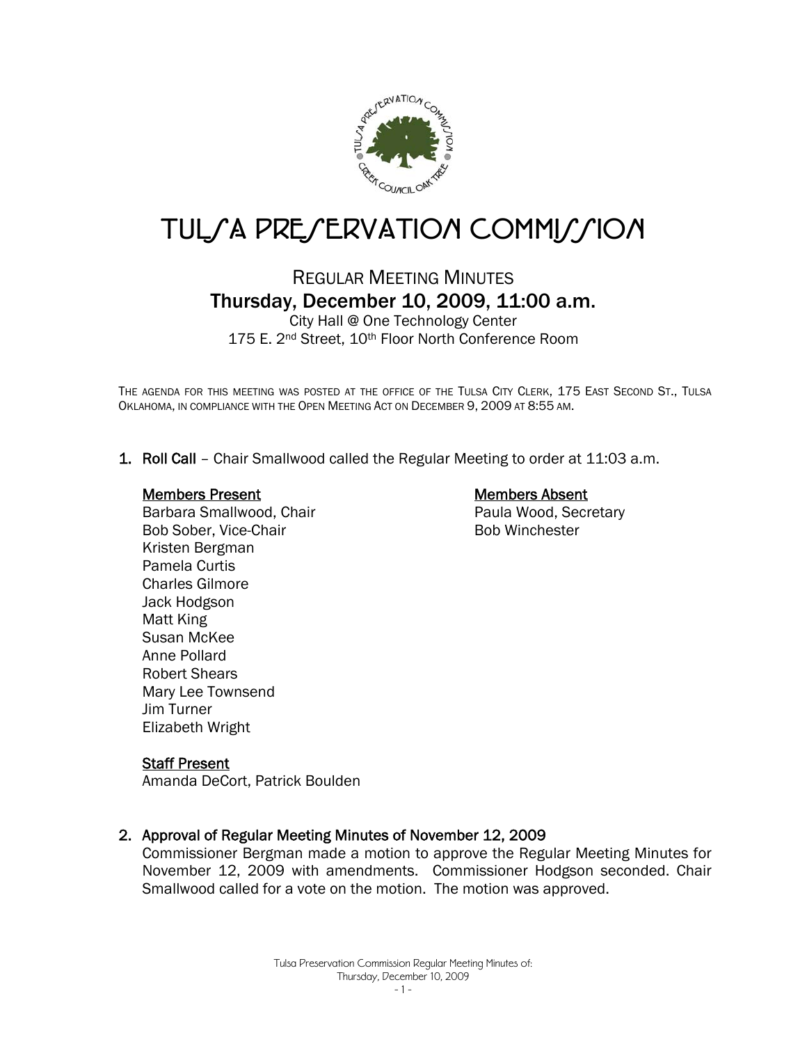# TULSA PRESERVATION COMMISSION

## REGULAR MEETING MINUTES

### Thursday, December 10, 2009, 11:00 a.m.

City Hall @ One Technology Center
175 E. 2nd Street, 10th Floor North Conference Room

THE AGENDA FOR THIS MEETING WAS POSTED AT THE OFFICE OF THE TULSA CITY CLERK, 175 EAST SECOND ST., TULSA OKLAHOMA, IN COMPLIANCE WITH THE OPEN MEETING ACT ON DECEMBER 9, 2009 AT 8:55 AM.

1. **Roll Call** – Chair Smallwood called the Regular Meeting to order at 11:03 a.m.

   **Members Present**
   Barbara Smallwood, Chair
   Bob Sober, Vice-Chair
   Kristen Bergman
   Pamela Curtis
   Charles Gilmore
   Jack Hodgson
   Matt King
   Susan McKee
   Anne Pollard
   Robert Shears
   Mary Lee Townsend
   Jim Turner
   Elizabeth Wright

   **Members Absent**
   Paula Wood, Secretary
   Bob Winchester

   **Staff Present**
   Amanda DeCort, Patrick Boulden

2. **Approval of Regular Meeting Minutes of November 12, 2009**
   Commissioner Bergman made a motion to approve the Regular Meeting Minutes for November 12, 2009 with amendments. Commissioner Hodgson seconded. Chair Smallwood called for a vote on the motion. The motion was approved.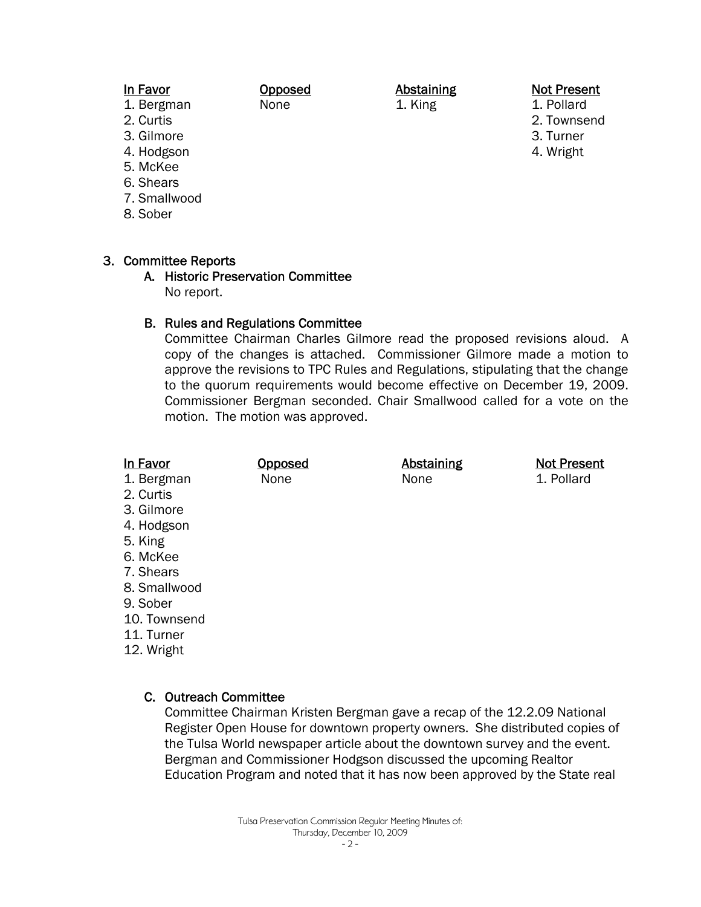| In Favor | Opposed | Abstaining | Not Present |
|---|---|---|---|
| 1. Bergman | None | 1. King | 1. Pollard |
| 2. Curtis | | | 2. Townsend |
| 3. Gilmore | | | 3. Turner |
| 4. Hodgson | | | 4. Wright |
| 5. McKee | | | |
| 6. Shears | | | |
| 7. Smallwood | | | |
| 8. Sober | | | |

3. Committee Reports

   A. Historic Preservation Committee

   No report.

   B. Rules and Regulations Committee

   Committee Chairman Charles Gilmore read the proposed revisions aloud. A copy of the changes is attached. Commissioner Gilmore made a motion to approve the revisions to TPC Rules and Regulations, stipulating that the change to the quorum requirements would become effective on December 19, 2009. Commissioner Bergman seconded. Chair Smallwood called for a vote on the motion. The motion was approved.

| In Favor | Opposed | Abstaining | Not Present |
|---|---|---|---|
| 1. Bergman | None | None | 1. Pollard |
| 2. Curtis | | | |
| 3. Gilmore | | | |
| 4. Hodgson | | | |
| 5. King | | | |
| 6. McKee | | | |
| 7. Shears | | | |
| 8. Smallwood | | | |
| 9. Sober | | | |
| 10. Townsend | | | |
| 11. Turner | | | |
| 12. Wright | | | |

   C. Outreach Committee

   Committee Chairman Kristen Bergman gave a recap of the 12.2.09 National Register Open House for downtown property owners. She distributed copies of the Tulsa World newspaper article about the downtown survey and the event. Bergman and Commissioner Hodgson discussed the upcoming Realtor Education Program and noted that it has now been approved by the State real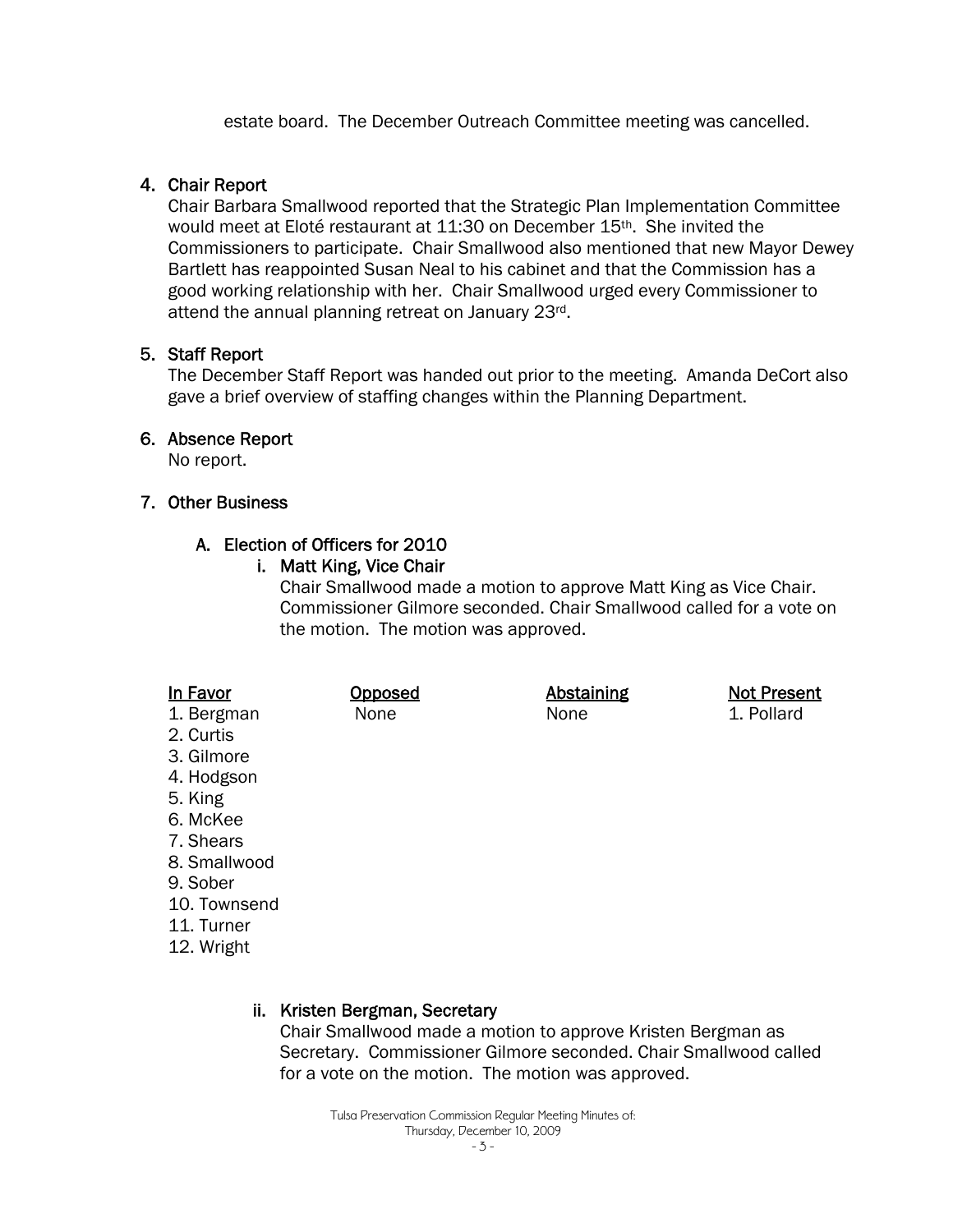estate board. The December Outreach Committee meeting was cancelled.

4. Chair Report

Chair Barbara Smallwood reported that the Strategic Plan Implementation Committee would meet at Eloté restaurant at 11:30 on December 15th. She invited the Commissioners to participate. Chair Smallwood also mentioned that new Mayor Dewey Bartlett has reappointed Susan Neal to his cabinet and that the Commission has a good working relationship with her. Chair Smallwood urged every Commissioner to attend the annual planning retreat on January 23rd.

5. Staff Report

The December Staff Report was handed out prior to the meeting. Amanda DeCort also gave a brief overview of staffing changes within the Planning Department.

6. Absence Report

No report.

7. Other Business

A. Election of Officers for 2010

i. Matt King, Vice Chair

Chair Smallwood made a motion to approve Matt King as Vice Chair. Commissioner Gilmore seconded. Chair Smallwood called for a vote on the motion. The motion was approved.

| In Favor | Opposed | Abstaining | Not Present |
|---|---|---|---|
| 1. Bergman | None | None | 1. Pollard |
| 2. Curtis | | | |
| 3. Gilmore | | | |
| 4. Hodgson | | | |
| 5. King | | | |
| 6. McKee | | | |
| 7. Shears | | | |
| 8. Smallwood | | | |
| 9. Sober | | | |
| 10. Townsend | | | |
| 11. Turner | | | |
| 12. Wright | | | |

ii. Kristen Bergman, Secretary

Chair Smallwood made a motion to approve Kristen Bergman as Secretary. Commissioner Gilmore seconded. Chair Smallwood called for a vote on the motion. The motion was approved.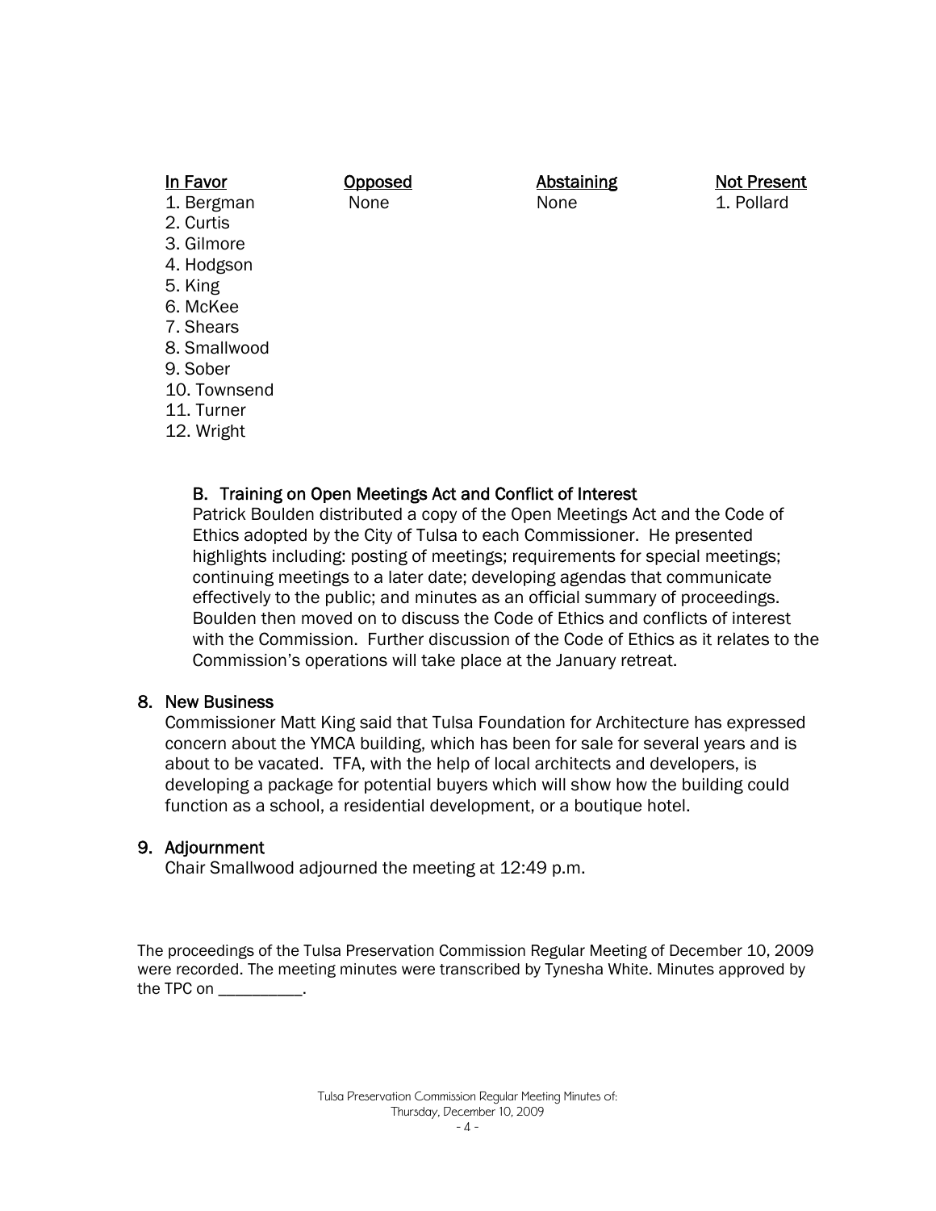| In Favor | Opposed | Abstaining | Not Present |
|---|---|---|---|
| 1. Bergman | None | None | 1. Pollard |
| 2. Curtis | | | |
| 3. Gilmore | | | |
| 4. Hodgson | | | |
| 5. King | | | |
| 6. McKee | | | |
| 7. Shears | | | |
| 8. Smallwood | | | |
| 9. Sober | | | |
| 10. Townsend | | | |
| 11. Turner | | | |
| 12. Wright | | | |

B. Training on Open Meetings Act and Conflict of Interest

Patrick Boulden distributed a copy of the Open Meetings Act and the Code of Ethics adopted by the City of Tulsa to each Commissioner. He presented highlights including: posting of meetings; requirements for special meetings; continuing meetings to a later date; developing agendas that communicate effectively to the public; and minutes as an official summary of proceedings. Boulden then moved on to discuss the Code of Ethics and conflicts of interest with the Commission. Further discussion of the Code of Ethics as it relates to the Commission's operations will take place at the January retreat.

8. New Business

Commissioner Matt King said that Tulsa Foundation for Architecture has expressed concern about the YMCA building, which has been for sale for several years and is about to be vacated. TFA, with the help of local architects and developers, is developing a package for potential buyers which will show how the building could function as a school, a residential development, or a boutique hotel.

9. Adjournment

Chair Smallwood adjourned the meeting at 12:49 p.m.

The proceedings of the Tulsa Preservation Commission Regular Meeting of December 10, 2009 were recorded. The meeting minutes were transcribed by Tynesha White. Minutes approved by the TPC on __________.